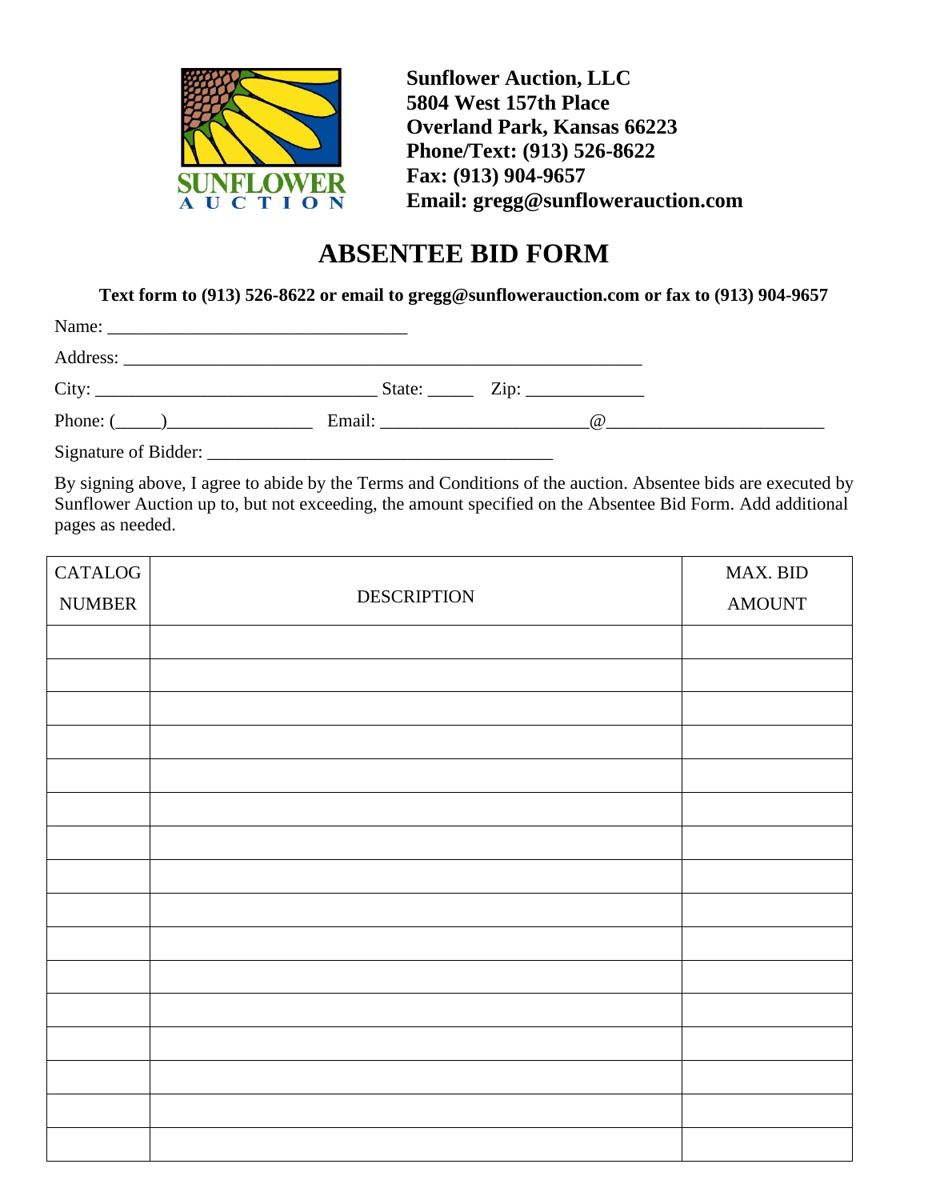**Sunflower Auction, LLC**
**5804 West 157th Place**
**Overland Park, Kansas 66223**
**Phone/Text: (913) 526-8622**
**Fax: (913) 904-9657**
**Email: gregg@sunflowerauction.com**

# ABSENTEE BID FORM

**Text form to (913) 526-8622 or email to gregg@sunflowerauction.com or fax to (913) 904-9657**

Name: ________________________________

Address: ________________________________________________________

City: _____________________________ State: _____ Zip: ____________

Phone: (_____)_______________ Email: ______________________@_______________________

Signature of Bidder: _____________________________________

By signing above, I agree to abide by the Terms and Conditions of the auction. Absentee bids are executed by Sunflower Auction up to, but not exceeding, the amount specified on the Absentee Bid Form. Add additional pages as needed.

| CATALOG NUMBER | DESCRIPTION | MAX. BID AMOUNT |
|---|---|---|
| | | |
| | | |
| | | |
| | | |
| | | |
| | | |
| | | |
| | | |
| | | |
| | | |
| | | |
| | | |
| | | |
| | | |
| | | |
| | | |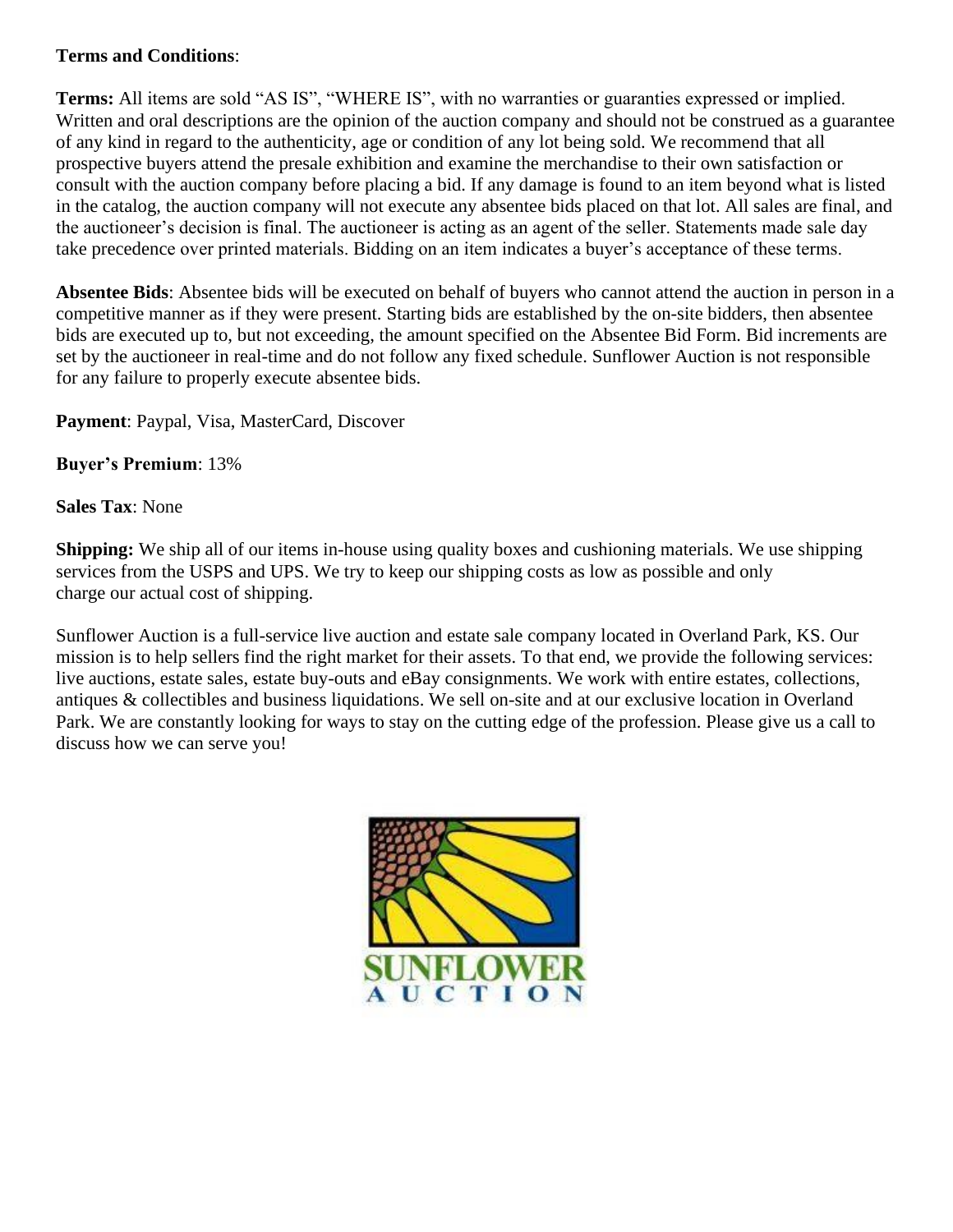**Terms and Conditions**:

**Terms:** All items are sold "AS IS", "WHERE IS", with no warranties or guaranties expressed or implied. Written and oral descriptions are the opinion of the auction company and should not be construed as a guarantee of any kind in regard to the authenticity, age or condition of any lot being sold. We recommend that all prospective buyers attend the presale exhibition and examine the merchandise to their own satisfaction or consult with the auction company before placing a bid. If any damage is found to an item beyond what is listed in the catalog, the auction company will not execute any absentee bids placed on that lot. All sales are final, and the auctioneer's decision is final. The auctioneer is acting as an agent of the seller. Statements made sale day take precedence over printed materials. Bidding on an item indicates a buyer's acceptance of these terms.

**Absentee Bids**: Absentee bids will be executed on behalf of buyers who cannot attend the auction in person in a competitive manner as if they were present. Starting bids are established by the on-site bidders, then absentee bids are executed up to, but not exceeding, the amount specified on the Absentee Bid Form. Bid increments are set by the auctioneer in real-time and do not follow any fixed schedule. Sunflower Auction is not responsible for any failure to properly execute absentee bids.

**Payment**: Paypal, Visa, MasterCard, Discover

**Buyer's Premium**: 13%

**Sales Tax**: None

**Shipping:** We ship all of our items in-house using quality boxes and cushioning materials. We use shipping services from the USPS and UPS. We try to keep our shipping costs as low as possible and only charge our actual cost of shipping.

Sunflower Auction is a full-service live auction and estate sale company located in Overland Park, KS. Our mission is to help sellers find the right market for their assets. To that end, we provide the following services: live auctions, estate sales, estate buy-outs and eBay consignments. We work with entire estates, collections, antiques & collectibles and business liquidations. We sell on-site and at our exclusive location in Overland Park. We are constantly looking for ways to stay on the cutting edge of the profession. Please give us a call to discuss how we can serve you!

SUNFLOWER
AUCTION